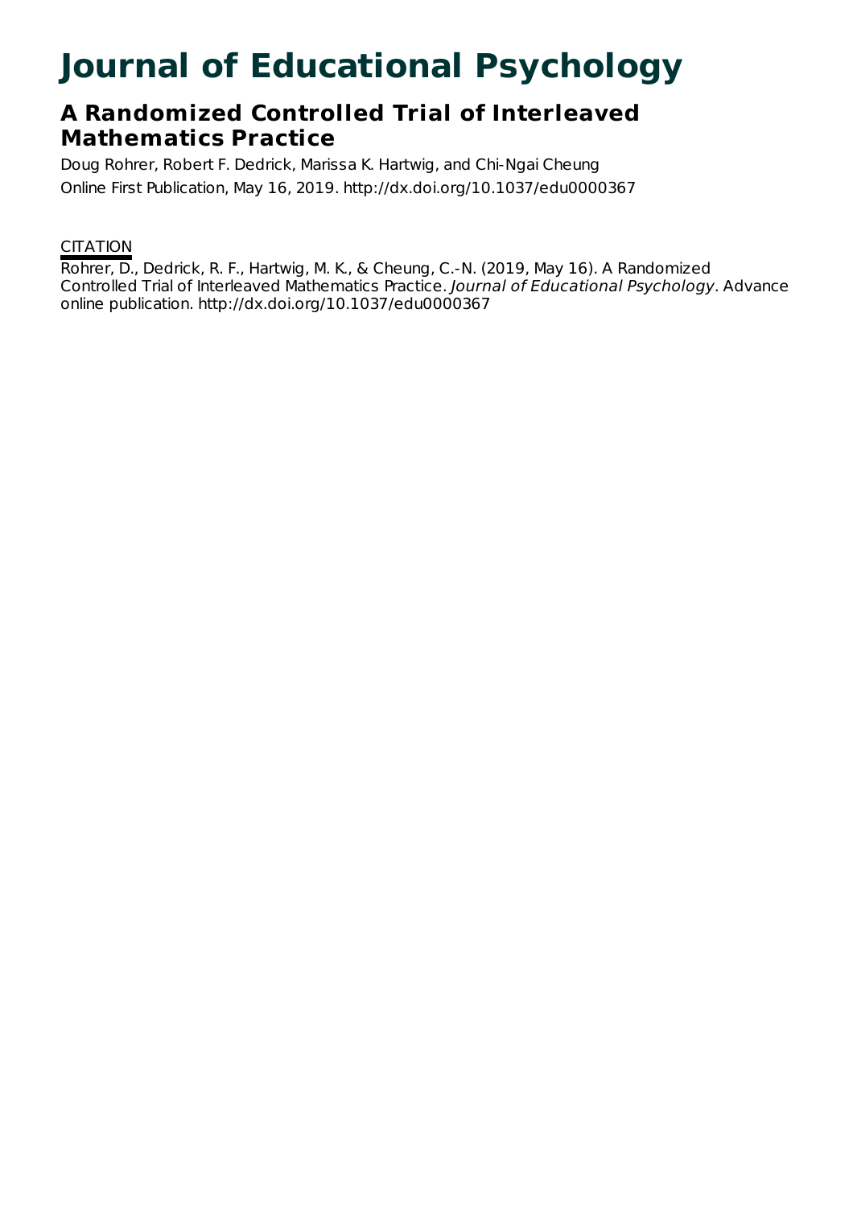# Journal of Educational Psychology

## A Randomized Controlled Trial of Interleaved Mathematics Practice

Doug Rohrer, Robert F. Dedrick, Marissa K. Hartwig, and Chi-Ngai Cheung

Online First Publication, May 16, 2019. http://dx.doi.org/10.1037/edu0000367

CITATION

Rohrer, D., Dedrick, R. F., Hartwig, M. K., & Cheung, C.-N. (2019, May 16). A Randomized Controlled Trial of Interleaved Mathematics Practice. *Journal of Educational Psychology*. Advance online publication. http://dx.doi.org/10.1037/edu0000367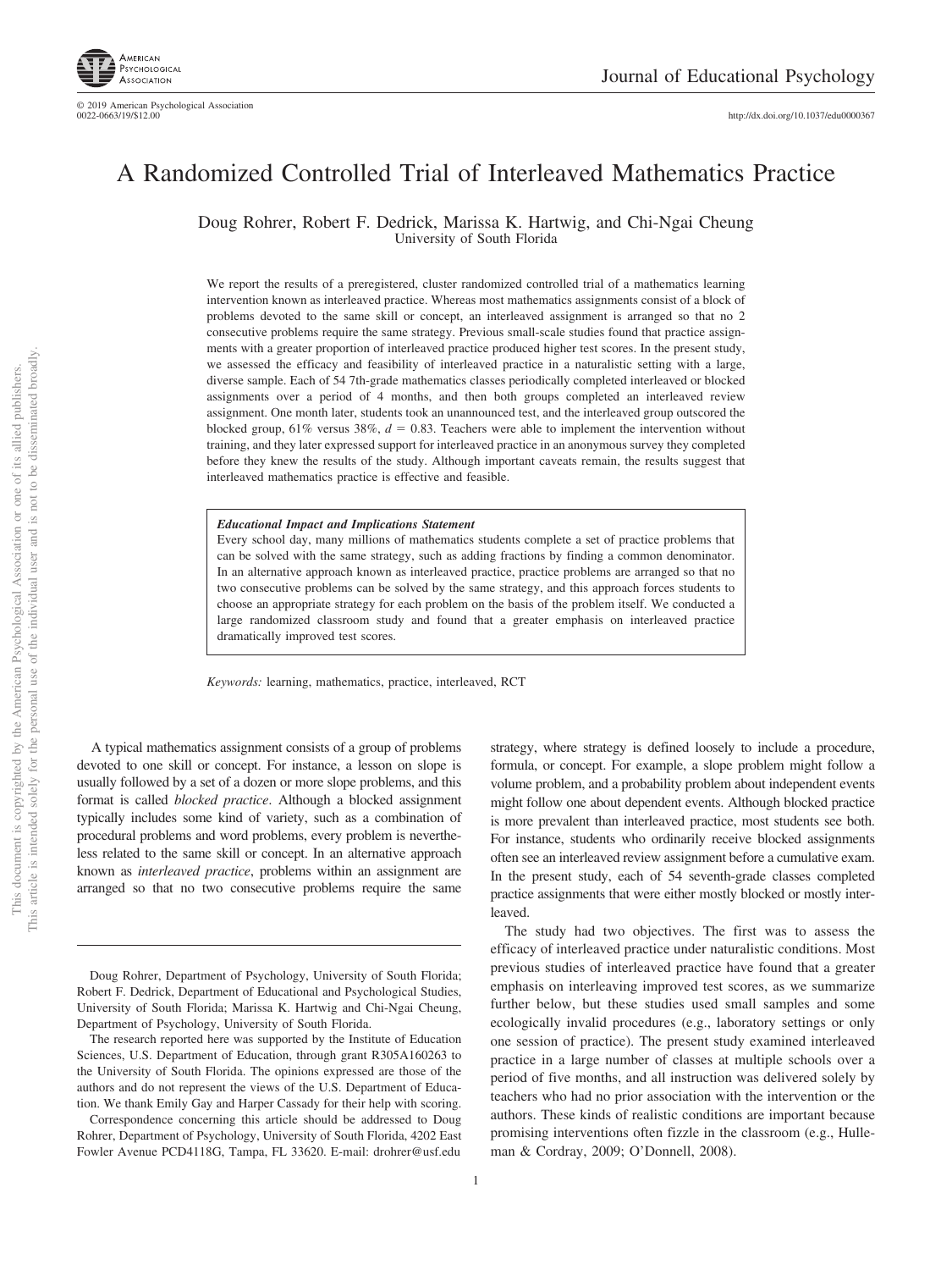# A Randomized Controlled Trial of Interleaved Mathematics Practice

Doug Rohrer, Robert F. Dedrick, Marissa K. Hartwig, and Chi-Ngai Cheung
University of South Florida

We report the results of a preregistered, cluster randomized controlled trial of a mathematics learning intervention known as interleaved practice. Whereas most mathematics assignments consist of a block of problems devoted to the same skill or concept, an interleaved assignment is arranged so that no 2 consecutive problems require the same strategy. Previous small-scale studies found that practice assignments with a greater proportion of interleaved practice produced higher test scores. In the present study, we assessed the efficacy and feasibility of interleaved practice in a naturalistic setting with a large, diverse sample. Each of 54 7th-grade mathematics classes periodically completed interleaved or blocked assignments over a period of 4 months, and then both groups completed an interleaved review assignment. One month later, students took an unannounced test, and the interleaved group outscored the blocked group, 61% versus 38%, $d = 0.83$. Teachers were able to implement the intervention without training, and they later expressed support for interleaved practice in an anonymous survey they completed before they knew the results of the study. Although important caveats remain, the results suggest that interleaved mathematics practice is effective and feasible.

> ***Educational Impact and Implications Statement***
> Every school day, many millions of mathematics students complete a set of practice problems that can be solved with the same strategy, such as adding fractions by finding a common denominator. In an alternative approach known as interleaved practice, practice problems are arranged so that no two consecutive problems can be solved by the same strategy, and this approach forces students to choose an appropriate strategy for each problem on the basis of the problem itself. We conducted a large randomized classroom study and found that a greater emphasis on interleaved practice dramatically improved test scores.

*Keywords:* learning, mathematics, practice, interleaved, RCT

A typical mathematics assignment consists of a group of problems devoted to one skill or concept. For instance, a lesson on slope is usually followed by a set of a dozen or more slope problems, and this format is called *blocked practice*. Although a blocked assignment typically includes some kind of variety, such as a combination of procedural problems and word problems, every problem is nevertheless related to the same skill or concept. In an alternative approach known as *interleaved practice*, problems within an assignment are arranged so that no two consecutive problems require the same strategy, where strategy is defined loosely to include a procedure, formula, or concept. For example, a slope problem might follow a volume problem, and a probability problem about independent events might follow one about dependent events. Although blocked practice is more prevalent than interleaved practice, most students see both. For instance, students who ordinarily receive blocked assignments often see an interleaved review assignment before a cumulative exam. In the present study, each of 54 seventh-grade classes completed practice assignments that were either mostly blocked or mostly interleaved.

The study had two objectives. The first was to assess the efficacy of interleaved practice under naturalistic conditions. Most previous studies of interleaved practice have found that a greater emphasis on interleaving improved test scores, as we summarize further below, but these studies used small samples and some ecologically invalid procedures (e.g., laboratory settings or only one session of practice). The present study examined interleaved practice in a large number of classes at multiple schools over a period of five months, and all instruction was delivered solely by teachers who had no prior association with the intervention or the authors. These kinds of realistic conditions are important because promising interventions often fizzle in the classroom (e.g., Hulleman & Cordray, 2009; O'Donnell, 2008).

Doug Rohrer, Department of Psychology, University of South Florida; Robert F. Dedrick, Department of Educational and Psychological Studies, University of South Florida; Marissa K. Hartwig and Chi-Ngai Cheung, Department of Psychology, University of South Florida.

The research reported here was supported by the Institute of Education Sciences, U.S. Department of Education, through grant R305A160263 to the University of South Florida. The opinions expressed are those of the authors and do not represent the views of the U.S. Department of Education. We thank Emily Gay and Harper Cassady for their help with scoring.

Correspondence concerning this article should be addressed to Doug Rohrer, Department of Psychology, University of South Florida, 4202 East Fowler Avenue PCD4118G, Tampa, FL 33620. E-mail: drohrer@usf.edu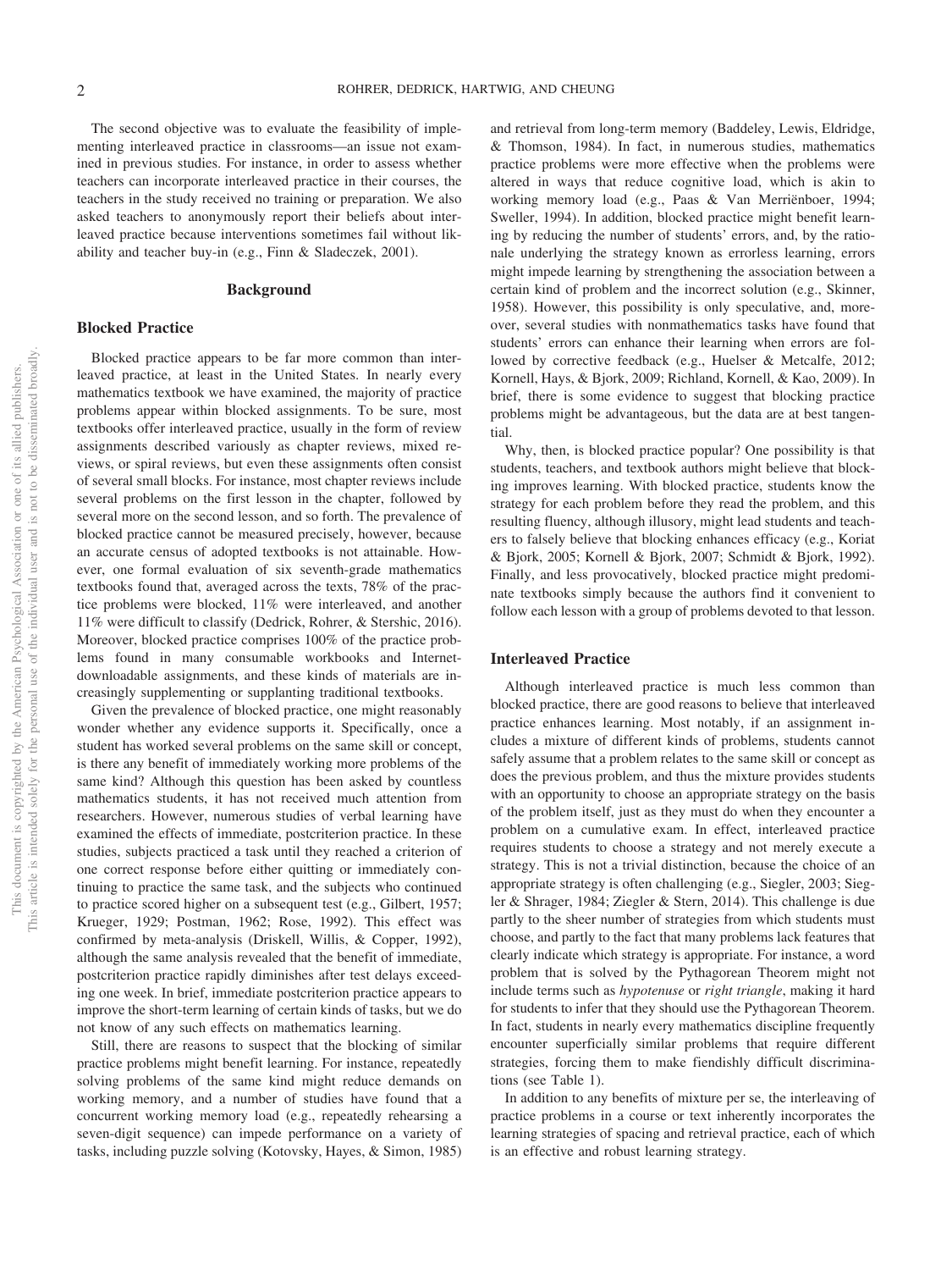The second objective was to evaluate the feasibility of implementing interleaved practice in classrooms—an issue not examined in previous studies. For instance, in order to assess whether teachers can incorporate interleaved practice in their courses, the teachers in the study received no training or preparation. We also asked teachers to anonymously report their beliefs about interleaved practice because interventions sometimes fail without likability and teacher buy-in (e.g., Finn & Sladeczek, 2001).

## Background

### Blocked Practice

Blocked practice appears to be far more common than interleaved practice, at least in the United States. In nearly every mathematics textbook we have examined, the majority of practice problems appear within blocked assignments. To be sure, most textbooks offer interleaved practice, usually in the form of review assignments described variously as chapter reviews, mixed reviews, or spiral reviews, but even these assignments often consist of several small blocks. For instance, most chapter reviews include several problems on the first lesson in the chapter, followed by several more on the second lesson, and so forth. The prevalence of blocked practice cannot be measured precisely, however, because an accurate census of adopted textbooks is not attainable. However, one formal evaluation of six seventh-grade mathematics textbooks found that, averaged across the texts, 78% of the practice problems were blocked, 11% were interleaved, and another 11% were difficult to classify (Dedrick, Rohrer, & Stershic, 2016). Moreover, blocked practice comprises 100% of the practice problems found in many consumable workbooks and Internet-downloadable assignments, and these kinds of materials are increasingly supplementing or supplanting traditional textbooks.

Given the prevalence of blocked practice, one might reasonably wonder whether any evidence supports it. Specifically, once a student has worked several problems on the same skill or concept, is there any benefit of immediately working more problems of the same kind? Although this question has been asked by countless mathematics students, it has not received much attention from researchers. However, numerous studies of verbal learning have examined the effects of immediate, postcriterion practice. In these studies, subjects practiced a task until they reached a criterion of one correct response before either quitting or immediately continuing to practice the same task, and the subjects who continued to practice scored higher on a subsequent test (e.g., Gilbert, 1957; Krueger, 1929; Postman, 1962; Rose, 1992). This effect was confirmed by meta-analysis (Driskell, Willis, & Copper, 1992), although the same analysis revealed that the benefit of immediate, postcriterion practice rapidly diminishes after test delays exceeding one week. In brief, immediate postcriterion practice appears to improve the short-term learning of certain kinds of tasks, but we do not know of any such effects on mathematics learning.

Still, there are reasons to suspect that the blocking of similar practice problems might benefit learning. For instance, repeatedly solving problems of the same kind might reduce demands on working memory, and a number of studies have found that a concurrent working memory load (e.g., repeatedly rehearsing a seven-digit sequence) can impede performance on a variety of tasks, including puzzle solving (Kotovsky, Hayes, & Simon, 1985) and retrieval from long-term memory (Baddeley, Lewis, Eldridge, & Thomson, 1984). In fact, in numerous studies, mathematics practice problems were more effective when the problems were altered in ways that reduce cognitive load, which is akin to working memory load (e.g., Paas & Van Merriënboer, 1994; Sweller, 1994). In addition, blocked practice might benefit learning by reducing the number of students' errors, and, by the rationale underlying the strategy known as errorless learning, errors might impede learning by strengthening the association between a certain kind of problem and the incorrect solution (e.g., Skinner, 1958). However, this possibility is only speculative, and, moreover, several studies with nonmathematics tasks have found that students' errors can enhance their learning when errors are followed by corrective feedback (e.g., Huelser & Metcalfe, 2012; Kornell, Hays, & Bjork, 2009; Richland, Kornell, & Kao, 2009). In brief, there is some evidence to suggest that blocking practice problems might be advantageous, but the data are at best tangential.

Why, then, is blocked practice popular? One possibility is that students, teachers, and textbook authors might believe that blocking improves learning. With blocked practice, students know the strategy for each problem before they read the problem, and this resulting fluency, although illusory, might lead students and teachers to falsely believe that blocking enhances efficacy (e.g., Koriat & Bjork, 2005; Kornell & Bjork, 2007; Schmidt & Bjork, 1992). Finally, and less provocatively, blocked practice might predominate textbooks simply because the authors find it convenient to follow each lesson with a group of problems devoted to that lesson.

### Interleaved Practice

Although interleaved practice is much less common than blocked practice, there are good reasons to believe that interleaved practice enhances learning. Most notably, if an assignment includes a mixture of different kinds of problems, students cannot safely assume that a problem relates to the same skill or concept as does the previous problem, and thus the mixture provides students with an opportunity to choose an appropriate strategy on the basis of the problem itself, just as they must do when they encounter a problem on a cumulative exam. In effect, interleaved practice requires students to choose a strategy and not merely execute a strategy. This is not a trivial distinction, because the choice of an appropriate strategy is often challenging (e.g., Siegler, 2003; Siegler & Shrager, 1984; Ziegler & Stern, 2014). This challenge is due partly to the sheer number of strategies from which students must choose, and partly to the fact that many problems lack features that clearly indicate which strategy is appropriate. For instance, a word problem that is solved by the Pythagorean Theorem might not include terms such as *hypotenuse* or *right triangle*, making it hard for students to infer that they should use the Pythagorean Theorem. In fact, students in nearly every mathematics discipline frequently encounter superficially similar problems that require different strategies, forcing them to make fiendishly difficult discriminations (see Table 1).

In addition to any benefits of mixture per se, the interleaving of practice problems in a course or text inherently incorporates the learning strategies of spacing and retrieval practice, each of which is an effective and robust learning strategy.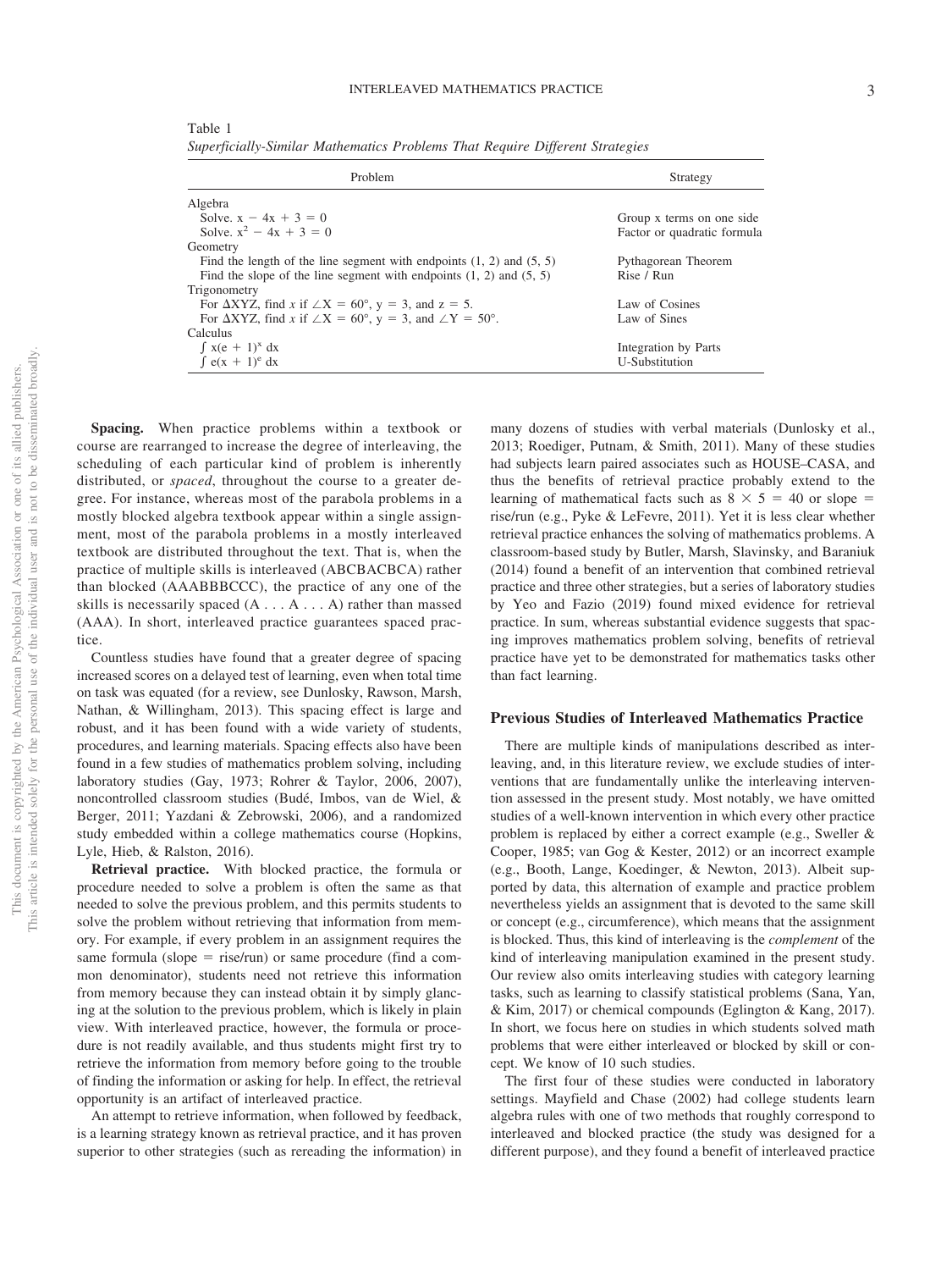Table 1
*Superficially-Similar Mathematics Problems That Require Different Strategies*

| Problem | Strategy |
| --- | --- |
| Algebra | |
| Solve. $x - 4x + 3 = 0$ | Group x terms on one side |
| Solve. $x^2 - 4x + 3 = 0$ | Factor or quadratic formula |
| Geometry | |
| Find the length of the line segment with endpoints (1, 2) and (5, 5) | Pythagorean Theorem |
| Find the slope of the line segment with endpoints (1, 2) and (5, 5) | Rise / Run |
| Trigonometry | |
| For $\Delta XYZ$, find $x$ if $\angle X = 60°$, $y = 3$, and $z = 5$. | Law of Cosines |
| For $\Delta XYZ$, find $x$ if $\angle X = 60°$, $y = 3$, and $\angle Y = 50°$. | Law of Sines |
| Calculus | |
| $\int x(e + 1)^x \, dx$ | Integration by Parts |
| $\int e(x + 1)^e \, dx$ | U-Substitution |

**Spacing.** When practice problems within a textbook or course are rearranged to increase the degree of interleaving, the scheduling of each particular kind of problem is inherently distributed, or *spaced*, throughout the course to a greater degree. For instance, whereas most of the parabola problems in a mostly blocked algebra textbook appear within a single assignment, most of the parabola problems in a mostly interleaved textbook are distributed throughout the text. That is, when the practice of multiple skills is interleaved (ABCBACBCA) rather than blocked (AAABBBCCC), the practice of any one of the skills is necessarily spaced (A . . . A . . . A) rather than massed (AAA). In short, interleaved practice guarantees spaced practice.

Countless studies have found that a greater degree of spacing increased scores on a delayed test of learning, even when total time on task was equated (for a review, see Dunlosky, Rawson, Marsh, Nathan, & Willingham, 2013). This spacing effect is large and robust, and it has been found with a wide variety of students, procedures, and learning materials. Spacing effects also have been found in a few studies of mathematics problem solving, including laboratory studies (Gay, 1973; Rohrer & Taylor, 2006, 2007), noncontrolled classroom studies (Budé, Imbos, van de Wiel, & Berger, 2011; Yazdani & Zebrowski, 2006), and a randomized study embedded within a college mathematics course (Hopkins, Lyle, Hieb, & Ralston, 2016).

**Retrieval practice.** With blocked practice, the formula or procedure needed to solve a problem is often the same as that needed to solve the previous problem, and this permits students to solve the problem without retrieving that information from memory. For example, if every problem in an assignment requires the same formula (slope = rise/run) or same procedure (find a common denominator), students need not retrieve this information from memory because they can instead obtain it by simply glancing at the solution to the previous problem, which is likely in plain view. With interleaved practice, however, the formula or procedure is not readily available, and thus students might first try to retrieve the information from memory before going to the trouble of finding the information or asking for help. In effect, the retrieval opportunity is an artifact of interleaved practice.

An attempt to retrieve information, when followed by feedback, is a learning strategy known as retrieval practice, and it has proven superior to other strategies (such as rereading the information) in many dozens of studies with verbal materials (Dunlosky et al., 2013; Roediger, Putnam, & Smith, 2011). Many of these studies had subjects learn paired associates such as HOUSE–CASA, and thus the benefits of retrieval practice probably extend to the learning of mathematical facts such as $8 \times 5 = 40$ or slope = rise/run (e.g., Pyke & LeFevre, 2011). Yet it is less clear whether retrieval practice enhances the solving of mathematics problems. A classroom-based study by Butler, Marsh, Slavinsky, and Baraniuk (2014) found a benefit of an intervention that combined retrieval practice and three other strategies, but a series of laboratory studies by Yeo and Fazio (2019) found mixed evidence for retrieval practice. In sum, whereas substantial evidence suggests that spacing improves mathematics problem solving, benefits of retrieval practice have yet to be demonstrated for mathematics tasks other than fact learning.

## Previous Studies of Interleaved Mathematics Practice

There are multiple kinds of manipulations described as interleaving, and, in this literature review, we exclude studies of interventions that are fundamentally unlike the interleaving intervention assessed in the present study. Most notably, we have omitted studies of a well-known intervention in which every other practice problem is replaced by either a correct example (e.g., Sweller & Cooper, 1985; van Gog & Kester, 2012) or an incorrect example (e.g., Booth, Lange, Koedinger, & Newton, 2013). Albeit supported by data, this alternation of example and practice problem nevertheless yields an assignment that is devoted to the same skill or concept (e.g., circumference), which means that the assignment is blocked. Thus, this kind of interleaving is the *complement* of the kind of interleaving manipulation examined in the present study. Our review also omits interleaving studies with category learning tasks, such as learning to classify statistical problems (Sana, Yan, & Kim, 2017) or chemical compounds (Eglington & Kang, 2017). In short, we focus here on studies in which students solved math problems that were either interleaved or blocked by skill or concept. We know of 10 such studies.

The first four of these studies were conducted in laboratory settings. Mayfield and Chase (2002) had college students learn algebra rules with one of two methods that roughly correspond to interleaved and blocked practice (the study was designed for a different purpose), and they found a benefit of interleaved practice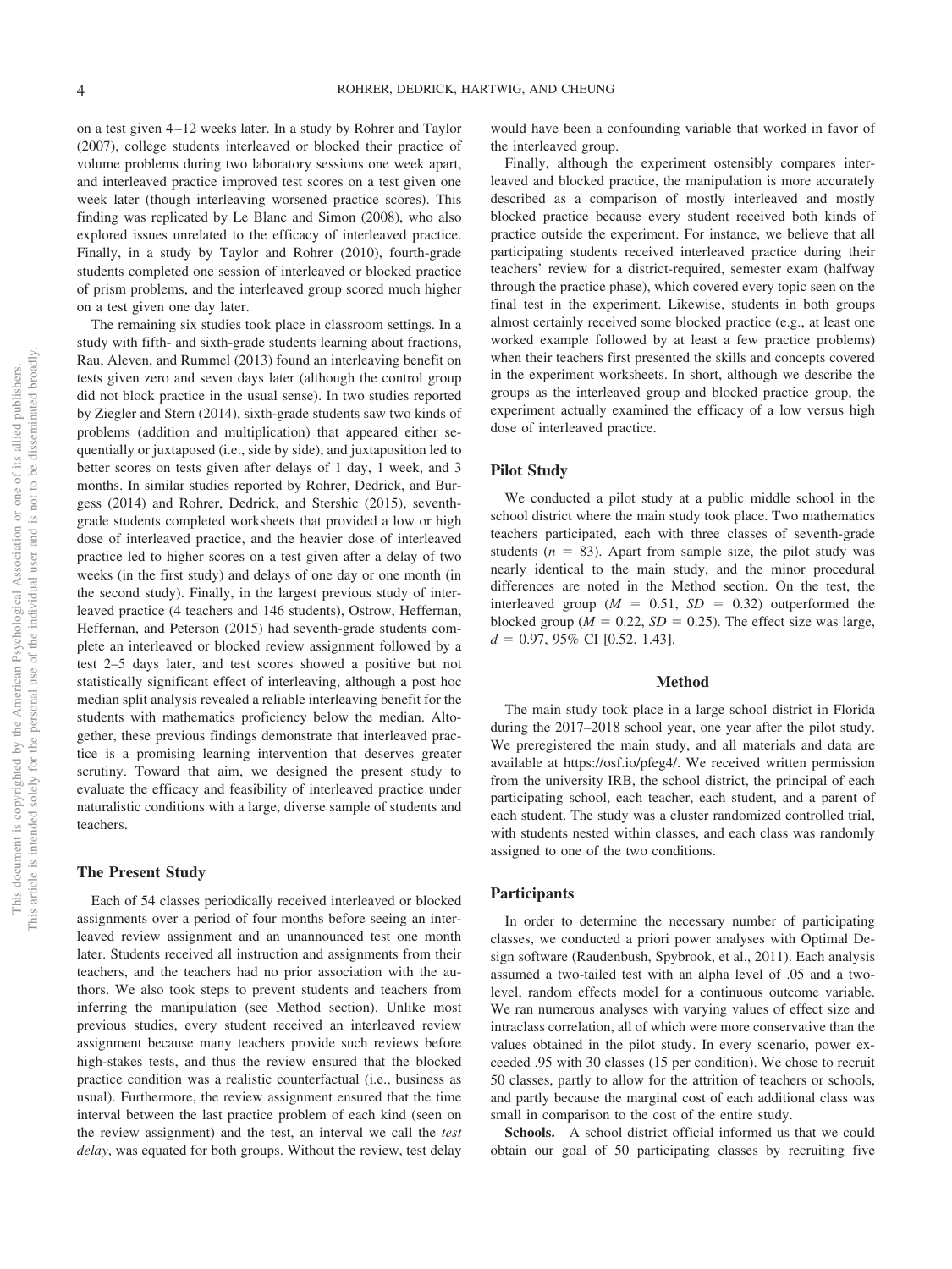on a test given 4–12 weeks later. In a study by Rohrer and Taylor (2007), college students interleaved or blocked their practice of volume problems during two laboratory sessions one week apart, and interleaved practice improved test scores on a test given one week later (though interleaving worsened practice scores). This finding was replicated by Le Blanc and Simon (2008), who also explored issues unrelated to the efficacy of interleaved practice. Finally, in a study by Taylor and Rohrer (2010), fourth-grade students completed one session of interleaved or blocked practice of prism problems, and the interleaved group scored much higher on a test given one day later.

The remaining six studies took place in classroom settings. In a study with fifth- and sixth-grade students learning about fractions, Rau, Aleven, and Rummel (2013) found an interleaving benefit on tests given zero and seven days later (although the control group did not block practice in the usual sense). In two studies reported by Ziegler and Stern (2014), sixth-grade students saw two kinds of problems (addition and multiplication) that appeared either sequentially or juxtaposed (i.e., side by side), and juxtaposition led to better scores on tests given after delays of 1 day, 1 week, and 3 months. In similar studies reported by Rohrer, Dedrick, and Burgess (2014) and Rohrer, Dedrick, and Stershic (2015), seventh-grade students completed worksheets that provided a low or high dose of interleaved practice, and the heavier dose of interleaved practice led to higher scores on a test given after a delay of two weeks (in the first study) and delays of one day or one month (in the second study). Finally, in the largest previous study of interleaved practice (4 teachers and 146 students), Ostrow, Heffernan, Heffernan, and Peterson (2015) had seventh-grade students complete an interleaved or blocked review assignment followed by a test 2–5 days later, and test scores showed a positive but not statistically significant effect of interleaving, although a post hoc median split analysis revealed a reliable interleaving benefit for the students with mathematics proficiency below the median. Altogether, these previous findings demonstrate that interleaved practice is a promising learning intervention that deserves greater scrutiny. Toward that aim, we designed the present study to evaluate the efficacy and feasibility of interleaved practice under naturalistic conditions with a large, diverse sample of students and teachers.

## The Present Study

Each of 54 classes periodically received interleaved or blocked assignments over a period of four months before seeing an interleaved review assignment and an unannounced test one month later. Students received all instruction and assignments from their teachers, and the teachers had no prior association with the authors. We also took steps to prevent students and teachers from inferring the manipulation (see Method section). Unlike most previous studies, every student received an interleaved review assignment because many teachers provide such reviews before high-stakes tests, and thus the review ensured that the blocked practice condition was a realistic counterfactual (i.e., business as usual). Furthermore, the review assignment ensured that the time interval between the last practice problem of each kind (seen on the review assignment) and the test, an interval we call the *test delay*, was equated for both groups. Without the review, test delay would have been a confounding variable that worked in favor of the interleaved group.

Finally, although the experiment ostensibly compares interleaved and blocked practice, the manipulation is more accurately described as a comparison of mostly interleaved and mostly blocked practice because every student received both kinds of practice outside the experiment. For instance, we believe that all participating students received interleaved practice during their teachers' review for a district-required, semester exam (halfway through the practice phase), which covered every topic seen on the final test in the experiment. Likewise, students in both groups almost certainly received some blocked practice (e.g., at least one worked example followed by at least a few practice problems) when their teachers first presented the skills and concepts covered in the experiment worksheets. In short, although we describe the groups as the interleaved group and blocked practice group, the experiment actually examined the efficacy of a low versus high dose of interleaved practice.

## Pilot Study

We conducted a pilot study at a public middle school in the school district where the main study took place. Two mathematics teachers participated, each with three classes of seventh-grade students ($n$ = 83). Apart from sample size, the pilot study was nearly identical to the main study, and the minor procedural differences are noted in the Method section. On the test, the interleaved group ($M$ = 0.51, $SD$ = 0.32) outperformed the blocked group ($M$ = 0.22, $SD$ = 0.25). The effect size was large, $d$ = 0.97, 95% CI [0.52, 1.43].

# Method

The main study took place in a large school district in Florida during the 2017–2018 school year, one year after the pilot study. We preregistered the main study, and all materials and data are available at https://osf.io/pfeg4/. We received written permission from the university IRB, the school district, the principal of each participating school, each teacher, each student, and a parent of each student. The study was a cluster randomized controlled trial, with students nested within classes, and each class was randomly assigned to one of the two conditions.

## Participants

In order to determine the necessary number of participating classes, we conducted a priori power analyses with Optimal Design software (Raudenbush, Spybrook, et al., 2011). Each analysis assumed a two-tailed test with an alpha level of .05 and a two-level, random effects model for a continuous outcome variable. We ran numerous analyses with varying values of effect size and intraclass correlation, all of which were more conservative than the values obtained in the pilot study. In every scenario, power exceeded .95 with 30 classes (15 per condition). We chose to recruit 50 classes, partly to allow for the attrition of teachers or schools, and partly because the marginal cost of each additional class was small in comparison to the cost of the entire study.

**Schools.** A school district official informed us that we could obtain our goal of 50 participating classes by recruiting five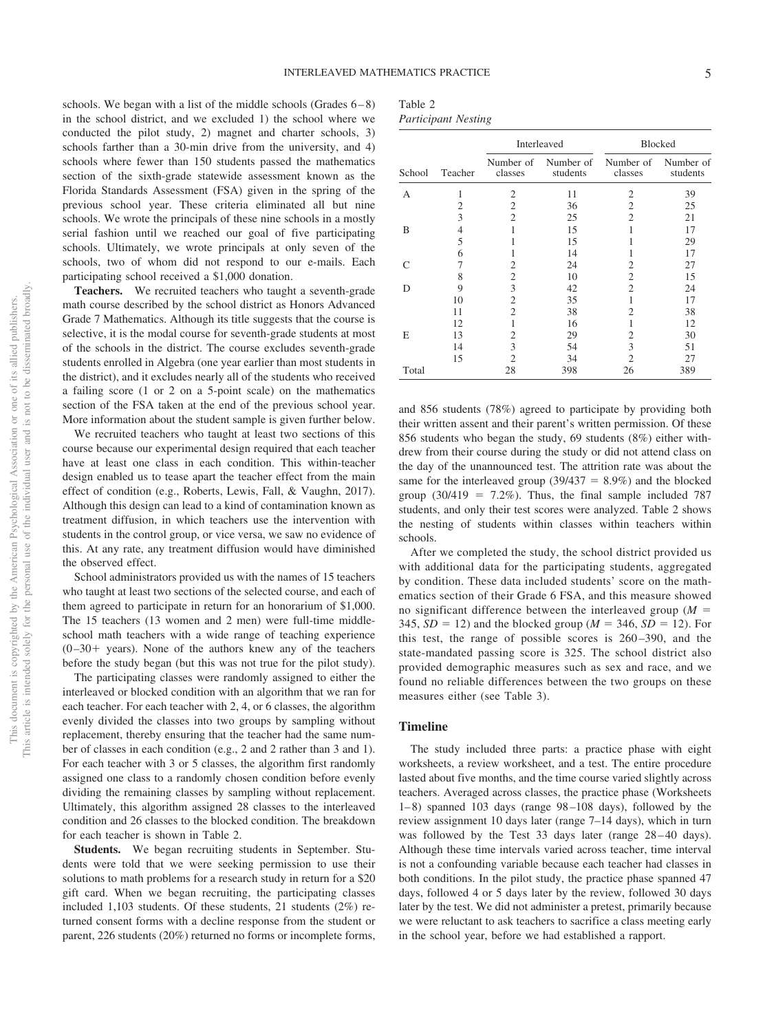schools. We began with a list of the middle schools (Grades 6–8) in the school district, and we excluded 1) the school where we conducted the pilot study, 2) magnet and charter schools, 3) schools farther than a 30-min drive from the university, and 4) schools where fewer than 150 students passed the mathematics section of the sixth-grade statewide assessment known as the Florida Standards Assessment (FSA) given in the spring of the previous school year. These criteria eliminated all but nine schools. We wrote the principals of these nine schools in a mostly serial fashion until we reached our goal of five participating schools. Ultimately, we wrote principals at only seven of the schools, two of whom did not respond to our e-mails. Each participating school received a $1,000 donation.

**Teachers.** We recruited teachers who taught a seventh-grade math course described by the school district as Honors Advanced Grade 7 Mathematics. Although its title suggests that the course is selective, it is the modal course for seventh-grade students at most of the schools in the district. The course excludes seventh-grade students enrolled in Algebra (one year earlier than most students in the district), and it excludes nearly all of the students who received a failing score (1 or 2 on a 5-point scale) on the mathematics section of the FSA taken at the end of the previous school year. More information about the student sample is given further below.

We recruited teachers who taught at least two sections of this course because our experimental design required that each teacher have at least one class in each condition. This within-teacher design enabled us to tease apart the teacher effect from the main effect of condition (e.g., Roberts, Lewis, Fall, & Vaughn, 2017). Although this design can lead to a kind of contamination known as treatment diffusion, in which teachers use the intervention with students in the control group, or vice versa, we saw no evidence of this. At any rate, any treatment diffusion would have diminished the observed effect.

School administrators provided us with the names of 15 teachers who taught at least two sections of the selected course, and each of them agreed to participate in return for an honorarium of $1,000. The 15 teachers (13 women and 2 men) were full-time middle-school math teachers with a wide range of teaching experience (0–30+ years). None of the authors knew any of the teachers before the study began (but this was not true for the pilot study).

The participating classes were randomly assigned to either the interleaved or blocked condition with an algorithm that we ran for each teacher. For each teacher with 2, 4, or 6 classes, the algorithm evenly divided the classes into two groups by sampling without replacement, thereby ensuring that the teacher had the same number of classes in each condition (e.g., 2 and 2 rather than 3 and 1). For each teacher with 3 or 5 classes, the algorithm first randomly assigned one class to a randomly chosen condition before evenly dividing the remaining classes by sampling without replacement. Ultimately, this algorithm assigned 28 classes to the interleaved condition and 26 classes to the blocked condition. The breakdown for each teacher is shown in Table 2.

**Students.** We began recruiting students in September. Students were told that we were seeking permission to use their solutions to math problems for a research study in return for a $20 gift card. When we began recruiting, the participating classes included 1,103 students. Of these students, 21 students (2%) returned consent forms with a decline response from the student or parent, 226 students (20%) returned no forms or incomplete forms, and 856 students (78%) agreed to participate by providing both their written assent and their parent's written permission. Of these 856 students who began the study, 69 students (8%) either withdrew from their course during the study or did not attend class on the day of the unannounced test. The attrition rate was about the same for the interleaved group (39/437 = 8.9%) and the blocked group (30/419 = 7.2%). Thus, the final sample included 787 students, and only their test scores were analyzed. Table 2 shows the nesting of students within classes within teachers within schools.

Table 2
*Participant Nesting*

| School | Teacher | Interleaved | | Blocked | |
|---|---|---|---|---|---|
| | | Number of classes | Number of students | Number of classes | Number of students |
| A | 1 | 2 | 11 | 2 | 39 |
| | 2 | 2 | 36 | 2 | 25 |
| | 3 | 2 | 25 | 2 | 21 |
| B | 4 | 1 | 15 | 1 | 17 |
| | 5 | 1 | 15 | 1 | 29 |
| | 6 | 1 | 14 | 1 | 17 |
| C | 7 | 2 | 24 | 2 | 27 |
| | 8 | 2 | 10 | 2 | 15 |
| D | 9 | 3 | 42 | 2 | 24 |
| | 10 | 2 | 35 | 1 | 17 |
| | 11 | 2 | 38 | 2 | 38 |
| | 12 | 1 | 16 | 1 | 12 |
| E | 13 | 2 | 29 | 2 | 30 |
| | 14 | 3 | 54 | 3 | 51 |
| | 15 | 2 | 34 | 2 | 27 |
| Total | | 28 | 398 | 26 | 389 |

After we completed the study, the school district provided us with additional data for the participating students, aggregated by condition. These data included students' score on the mathematics section of their Grade 6 FSA, and this measure showed no significant difference between the interleaved group ($M$ = 345, $SD$ = 12) and the blocked group ($M$ = 346, $SD$ = 12). For this test, the range of possible scores is 260–390, and the state-mandated passing score is 325. The school district also provided demographic measures such as sex and race, and we found no reliable differences between the two groups on these measures either (see Table 3).

## Timeline

The study included three parts: a practice phase with eight worksheets, a review worksheet, and a test. The entire procedure lasted about five months, and the time course varied slightly across teachers. Averaged across classes, the practice phase (Worksheets 1–8) spanned 103 days (range 98–108 days), followed by the review assignment 10 days later (range 7–14 days), which in turn was followed by the Test 33 days later (range 28–40 days). Although these time intervals varied across teacher, time interval is not a confounding variable because each teacher had classes in both conditions. In the pilot study, the practice phase spanned 47 days, followed 4 or 5 days later by the review, followed 30 days later by the test. We did not administer a pretest, primarily because we were reluctant to ask teachers to sacrifice a class meeting early in the school year, before we had established a rapport.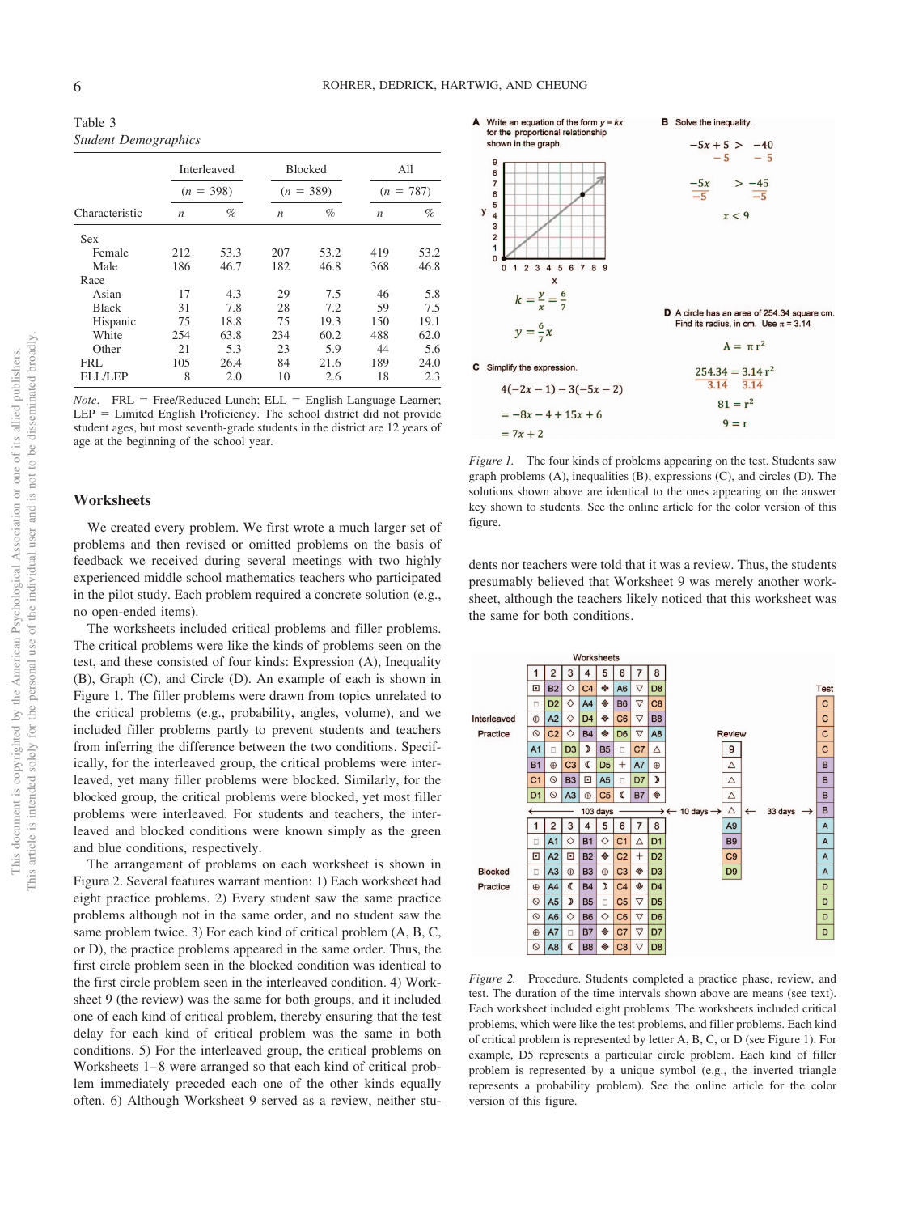Table 3
*Student Demographics*

| Characteristic | Interleaved ($n$ = 398) | | Blocked ($n$ = 389) | | All ($n$ = 787) | |
|---|---|---|---|---|---|---|
| | $n$ | % | $n$ | % | $n$ | % |
| Sex | | | | | | |
| Female | 212 | 53.3 | 207 | 53.2 | 419 | 53.2 |
| Male | 186 | 46.7 | 182 | 46.8 | 368 | 46.8 |
| Race | | | | | | |
| Asian | 17 | 4.3 | 29 | 7.5 | 46 | 5.8 |
| Black | 31 | 7.8 | 28 | 7.2 | 59 | 7.5 |
| Hispanic | 75 | 18.8 | 75 | 19.3 | 150 | 19.1 |
| White | 254 | 63.8 | 234 | 60.2 | 488 | 62.0 |
| Other | 21 | 5.3 | 23 | 5.9 | 44 | 5.6 |
| FRL | 105 | 26.4 | 84 | 21.6 | 189 | 24.0 |
| ELL/LEP | 8 | 2.0 | 10 | 2.6 | 18 | 2.3 |

*Note*. FRL = Free/Reduced Lunch; ELL = English Language Learner; LEP = Limited English Proficiency. The school district did not provide student ages, but most seventh-grade students in the district are 12 years of age at the beginning of the school year.

## Worksheets

We created every problem. We first wrote a much larger set of problems and then revised or omitted problems on the basis of feedback we received during several meetings with two highly experienced middle school mathematics teachers who participated in the pilot study. Each problem required a concrete solution (e.g., no open-ended items).

The worksheets included critical problems and filler problems. The critical problems were like the kinds of problems seen on the test, and these consisted of four kinds: Expression (A), Inequality (B), Graph (C), and Circle (D). An example of each is shown in Figure 1. The filler problems were drawn from topics unrelated to the critical problems (e.g., probability, angles, volume), and we included filler problems partly to prevent students and teachers from inferring the difference between the two conditions. Specifically, for the interleaved group, the critical problems were interleaved, yet many filler problems were blocked. Similarly, for the blocked group, the critical problems were blocked, yet most filler problems were interleaved. For students and teachers, the interleaved and blocked conditions were known simply as the green and blue conditions, respectively.

The arrangement of problems on each worksheet is shown in Figure 2. Several features warrant mention: 1) Each worksheet had eight practice problems. 2) Every student saw the same practice problems although not in the same order, and no student saw the same problem twice. 3) For each kind of critical problem (A, B, C, or D), the practice problems appeared in the same order. Thus, the first circle problem seen in the blocked condition was identical to the first circle problem seen in the interleaved condition. 4) Worksheet 9 (the review) was the same for both groups, and it included one of each kind of critical problem, thereby ensuring that the test delay for each kind of critical problem was the same in both conditions. 5) For the interleaved group, the critical problems on Worksheets 1–8 were arranged so that each kind of critical problem immediately preceded each one of the other kinds equally often. 6) Although Worksheet 9 served as a review, neither students nor teachers were told that it was a review. Thus, the students presumably believed that Worksheet 9 was merely another worksheet, although the teachers likely noticed that this worksheet was the same for both conditions.

*Figure 1.* The four kinds of problems appearing on the test. Students saw graph problems (A), inequalities (B), expressions (C), and circles (D). The solutions shown above are identical to the ones appearing on the answer key shown to students. See the online article for the color version of this figure.

*Figure 2.* Procedure. Students completed a practice phase, review, and test. The duration of the time intervals shown above are means (see text). Each worksheet included eight problems. The worksheets included critical problems, which were like the test problems, and filler problems. Each kind of critical problem is represented by letter A, B, C, or D (see Figure 1). For example, D5 represents a particular circle problem. Each kind of filler problem is represented by a unique symbol (e.g., the inverted triangle represents a probability problem). See the online article for the color version of this figure.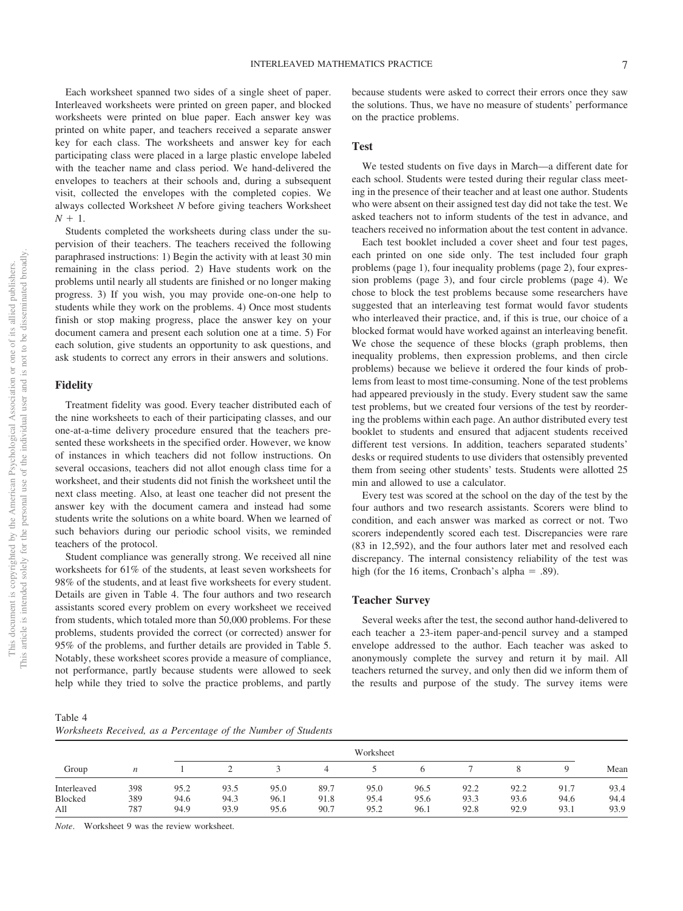Each worksheet spanned two sides of a single sheet of paper. Interleaved worksheets were printed on green paper, and blocked worksheets were printed on blue paper. Each answer key was printed on white paper, and teachers received a separate answer key for each class. The worksheets and answer key for each participating class were placed in a large plastic envelope labeled with the teacher name and class period. We hand-delivered the envelopes to teachers at their schools and, during a subsequent visit, collected the envelopes with the completed copies. We always collected Worksheet $N$ before giving teachers Worksheet $N + 1$.

Students completed the worksheets during class under the supervision of their teachers. The teachers received the following paraphrased instructions: 1) Begin the activity with at least 30 min remaining in the class period. 2) Have students work on the problems until nearly all students are finished or no longer making progress. 3) If you wish, you may provide one-on-one help to students while they work on the problems. 4) Once most students finish or stop making progress, place the answer key on your document camera and present each solution one at a time. 5) For each solution, give students an opportunity to ask questions, and ask students to correct any errors in their answers and solutions.

## Fidelity

Treatment fidelity was good. Every teacher distributed each of the nine worksheets to each of their participating classes, and our one-at-a-time delivery procedure ensured that the teachers presented these worksheets in the specified order. However, we know of instances in which teachers did not follow instructions. On several occasions, teachers did not allot enough class time for a worksheet, and their students did not finish the worksheet until the next class meeting. Also, at least one teacher did not present the answer key with the document camera and instead had some students write the solutions on a white board. When we learned of such behaviors during our periodic school visits, we reminded teachers of the protocol.

Student compliance was generally strong. We received all nine worksheets for 61% of the students, at least seven worksheets for 98% of the students, and at least five worksheets for every student. Details are given in Table 4. The four authors and two research assistants scored every problem on every worksheet we received from students, which totaled more than 50,000 problems. For these problems, students provided the correct (or corrected) answer for 95% of the problems, and further details are provided in Table 5. Notably, these worksheet scores provide a measure of compliance, not performance, partly because students were allowed to seek help while they tried to solve the practice problems, and partly because students were asked to correct their errors once they saw the solutions. Thus, we have no measure of students' performance on the practice problems.

## Test

We tested students on five days in March—a different date for each school. Students were tested during their regular class meeting in the presence of their teacher and at least one author. Students who were absent on their assigned test day did not take the test. We asked teachers not to inform students of the test in advance, and teachers received no information about the test content in advance.

Each test booklet included a cover sheet and four test pages, each printed on one side only. The test included four graph problems (page 1), four inequality problems (page 2), four expression problems (page 3), and four circle problems (page 4). We chose to block the test problems because some researchers have suggested that an interleaving test format would favor students who interleaved their practice, and, if this is true, our choice of a blocked format would have worked against an interleaving benefit. We chose the sequence of these blocks (graph problems, then inequality problems, then expression problems, and then circle problems) because we believe it ordered the four kinds of problems from least to most time-consuming. None of the test problems had appeared previously in the study. Every student saw the same test problems, but we created four versions of the test by reordering the problems within each page. An author distributed every test booklet to students and ensured that adjacent students received different test versions. In addition, teachers separated students' desks or required students to use dividers that ostensibly prevented them from seeing other students' tests. Students were allotted 25 min and allowed to use a calculator.

Every test was scored at the school on the day of the test by the four authors and two research assistants. Scorers were blind to condition, and each answer was marked as correct or not. Two scorers independently scored each test. Discrepancies were rare (83 in 12,592), and the four authors later met and resolved each discrepancy. The internal consistency reliability of the test was high (for the 16 items, Cronbach's alpha = .89).

## Teacher Survey

Several weeks after the test, the second author hand-delivered to each teacher a 23-item paper-and-pencil survey and a stamped envelope addressed to the author. Each teacher was asked to anonymously complete the survey and return it by mail. All teachers returned the survey, and only then did we inform them of the results and purpose of the study. The survey items were

Table 4
*Worksheets Received, as a Percentage of the Number of Students*

| Group | $n$ | Worksheet | | | | | | | | | Mean |
|---|---|---|---|---|---|---|---|---|---|---|---|
| | | 1 | 2 | 3 | 4 | 5 | 6 | 7 | 8 | 9 | |
| Interleaved | 398 | 95.2 | 93.5 | 95.0 | 89.7 | 95.0 | 96.5 | 92.2 | 92.2 | 91.7 | 93.4 |
| Blocked | 389 | 94.6 | 94.3 | 96.1 | 91.8 | 95.4 | 95.6 | 93.3 | 93.6 | 94.6 | 94.4 |
| All | 787 | 94.9 | 93.9 | 95.6 | 90.7 | 95.2 | 96.1 | 92.8 | 92.9 | 93.1 | 93.9 |

*Note*. Worksheet 9 was the review worksheet.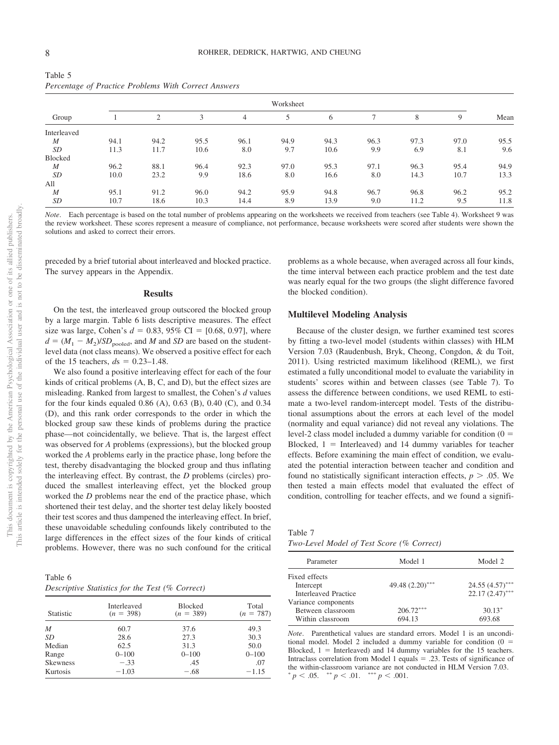Table 5
*Percentage of Practice Problems With Correct Answers*

| Group | Worksheet | | | | | | | | | Mean |
|---|---|---|---|---|---|---|---|---|---|---|
| | 1 | 2 | 3 | 4 | 5 | 6 | 7 | 8 | 9 | |
| Interleaved | | | | | | | | | | |
| *M* | 94.1 | 94.2 | 95.5 | 96.1 | 94.9 | 94.3 | 96.3 | 97.3 | 97.0 | 95.5 |
| *SD* | 11.3 | 11.7 | 10.6 | 8.0 | 9.7 | 10.6 | 9.9 | 6.9 | 8.1 | 9.6 |
| Blocked | | | | | | | | | | |
| *M* | 96.2 | 88.1 | 96.4 | 92.3 | 97.0 | 95.3 | 97.1 | 96.3 | 95.4 | 94.9 |
| *SD* | 10.0 | 23.2 | 9.9 | 18.6 | 8.0 | 16.6 | 8.0 | 14.3 | 10.7 | 13.3 |
| All | | | | | | | | | | |
| *M* | 95.1 | 91.2 | 96.0 | 94.2 | 95.9 | 94.8 | 96.7 | 96.8 | 96.2 | 95.2 |
| *SD* | 10.7 | 18.6 | 10.3 | 14.4 | 8.9 | 13.9 | 9.0 | 11.2 | 9.5 | 11.8 |

*Note*. Each percentage is based on the total number of problems appearing on the worksheets we received from teachers (see Table 4). Worksheet 9 was the review worksheet. These scores represent a measure of compliance, not performance, because worksheets were scored after students were shown the solutions and asked to correct their errors.

preceded by a brief tutorial about interleaved and blocked practice. The survey appears in the Appendix.

## Results

On the test, the interleaved group outscored the blocked group by a large margin. Table 6 lists descriptive measures. The effect size was large, Cohen's $d = 0.83$, 95% CI = [0.68, 0.97], where $d = (M_1 - M_2)/SD_{\text{pooled}}$, and *M* and *SD* are based on the student-level data (not class means). We observed a positive effect for each of the 15 teachers, $d$s = 0.23–1.48.

We also found a positive interleaving effect for each of the four kinds of critical problems (A, B, C, and D), but the effect sizes are misleading. Ranked from largest to smallest, the Cohen's *d* values for the four kinds equaled 0.86 (A), 0.63 (B), 0.40 (C), and 0.34 (D), and this rank order corresponds to the order in which the blocked group saw these kinds of problems during the practice phase—not coincidentally, we believe. That is, the largest effect was observed for *A* problems (expressions), but the blocked group worked the *A* problems early in the practice phase, long before the test, thereby disadvantaging the blocked group and thus inflating the interleaving effect. By contrast, the *D* problems (circles) produced the smallest interleaving effect, yet the blocked group worked the *D* problems near the end of the practice phase, which shortened their test delay, and the shorter test delay likely boosted their test scores and thus dampened the interleaving effect. In brief, these unavoidable scheduling confounds likely contributed to the large differences in the effect sizes of the four kinds of critical problems. However, there was no such confound for the critical problems as a whole because, when averaged across all four kinds, the time interval between each practice problem and the test date was nearly equal for the two groups (the slight difference favored the blocked condition).

Table 6
*Descriptive Statistics for the Test (% Correct)*

| Statistic | Interleaved ($n$ = 398) | Blocked ($n$ = 389) | Total ($n$ = 787) |
|---|---|---|---|
| *M* | 60.7 | 37.6 | 49.3 |
| *SD* | 28.6 | 27.3 | 30.3 |
| Median | 62.5 | 31.3 | 50.0 |
| Range | 0–100 | 0–100 | 0–100 |
| Skewness | −.33 | .45 | .07 |
| Kurtosis | −1.03 | −.68 | −1.15 |

### Multilevel Modeling Analysis

Because of the cluster design, we further examined test scores by fitting a two-level model (students within classes) with HLM Version 7.03 (Raudenbush, Bryk, Cheong, Congdon, & du Toit, 2011). Using restricted maximum likelihood (REML), we first estimated a fully unconditional model to evaluate the variability in students' scores within and between classes (see Table 7). To assess the difference between conditions, we used REML to estimate a two-level random-intercept model. Tests of the distributional assumptions about the errors at each level of the model (normality and equal variance) did not reveal any violations. The level-2 class model included a dummy variable for condition (0 = Blocked, 1 = Interleaved) and 14 dummy variables for teacher effects. Before examining the main effect of condition, we evaluated the potential interaction between teacher and condition and found no statistically significant interaction effects, $p > .05$. We then tested a main effects model that evaluated the effect of condition, controlling for teacher effects, and we found a signifi-

Table 7
*Two-Level Model of Test Score (% Correct)*

| Parameter | Model 1 | Model 2 |
|---|---|---|
| Fixed effects | | |
| Intercept | 49.48 (2.20)*** | 24.55 (4.57)*** |
| Interleaved Practice | | 22.17 (2.47)*** |
| Variance components | | |
| Between classroom | 206.72*** | 30.13* |
| Within classroom | 694.13 | 693.68 |

*Note*. Parenthetical values are standard errors. Model 1 is an unconditional model. Model 2 included a dummy variable for condition (0 = Blocked, 1 = Interleaved) and 14 dummy variables for the 15 teachers. Intraclass correlation from Model 1 equals = .23. Tests of significance of the within-classroom variance are not conducted in HLM Version 7.03.
* $p < .05$. ** $p < .01$. *** $p < .001$.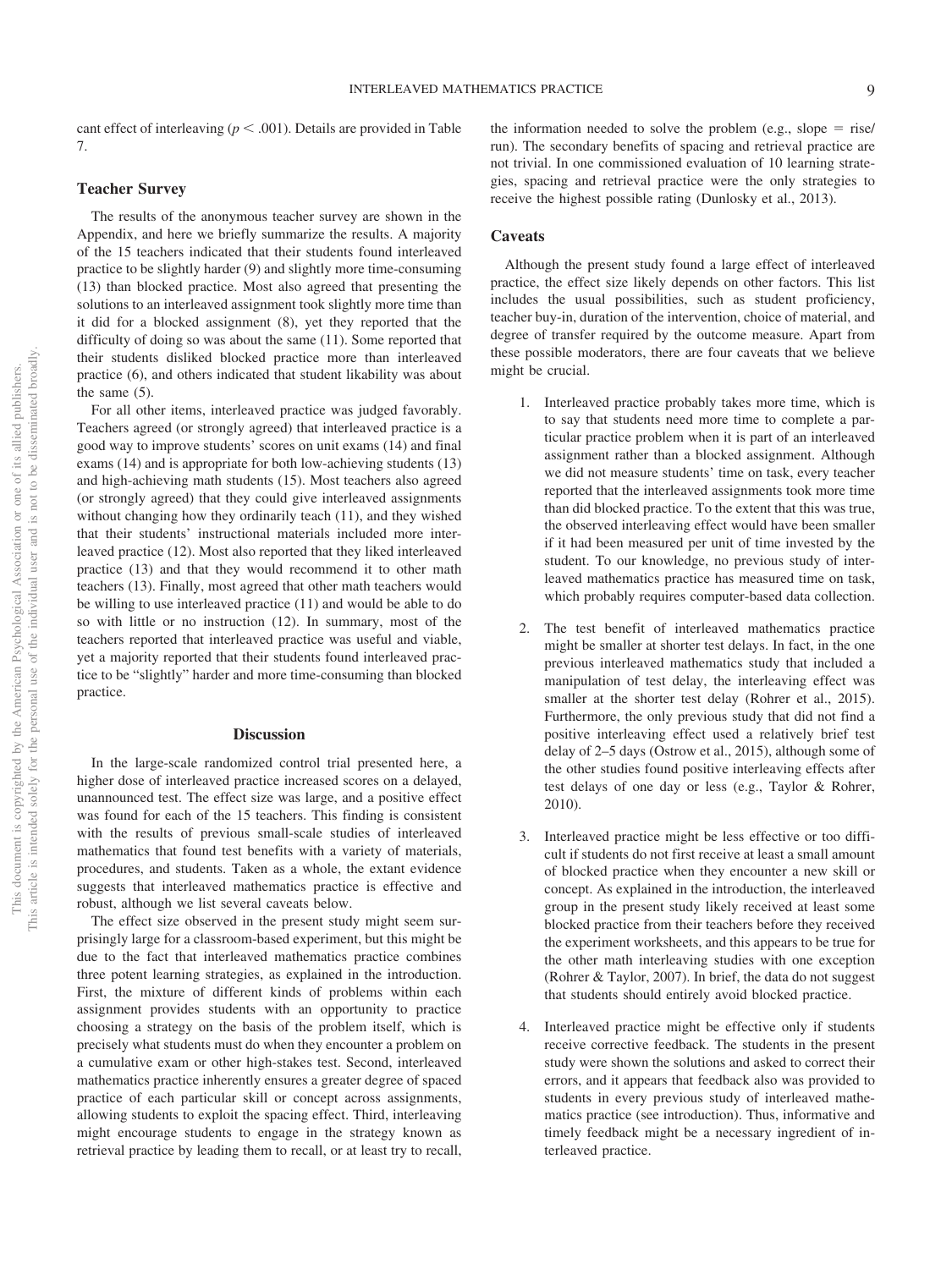cant effect of interleaving ($p < .001$). Details are provided in Table 7.

### Teacher Survey

The results of the anonymous teacher survey are shown in the Appendix, and here we briefly summarize the results. A majority of the 15 teachers indicated that their students found interleaved practice to be slightly harder (9) and slightly more time-consuming (13) than blocked practice. Most also agreed that presenting the solutions to an interleaved assignment took slightly more time than it did for a blocked assignment (8), yet they reported that the difficulty of doing so was about the same (11). Some reported that their students disliked blocked practice more than interleaved practice (6), and others indicated that student likability was about the same (5).

For all other items, interleaved practice was judged favorably. Teachers agreed (or strongly agreed) that interleaved practice is a good way to improve students' scores on unit exams (14) and final exams (14) and is appropriate for both low-achieving students (13) and high-achieving math students (15). Most teachers also agreed (or strongly agreed) that they could give interleaved assignments without changing how they ordinarily teach (11), and they wished that their students' instructional materials included more interleaved practice (12). Most also reported that they liked interleaved practice (13) and that they would recommend it to other math teachers (13). Finally, most agreed that other math teachers would be willing to use interleaved practice (11) and would be able to do so with little or no instruction (12). In summary, most of the teachers reported that interleaved practice was useful and viable, yet a majority reported that their students found interleaved practice to be "slightly" harder and more time-consuming than blocked practice.

## Discussion

In the large-scale randomized control trial presented here, a higher dose of interleaved practice increased scores on a delayed, unannounced test. The effect size was large, and a positive effect was found for each of the 15 teachers. This finding is consistent with the results of previous small-scale studies of interleaved mathematics that found test benefits with a variety of materials, procedures, and students. Taken as a whole, the extant evidence suggests that interleaved mathematics practice is effective and robust, although we list several caveats below.

The effect size observed in the present study might seem surprisingly large for a classroom-based experiment, but this might be due to the fact that interleaved mathematics practice combines three potent learning strategies, as explained in the introduction. First, the mixture of different kinds of problems within each assignment provides students with an opportunity to practice choosing a strategy on the basis of the problem itself, which is precisely what students must do when they encounter a problem on a cumulative exam or other high-stakes test. Second, interleaved mathematics practice inherently ensures a greater degree of spaced practice of each particular skill or concept across assignments, allowing students to exploit the spacing effect. Third, interleaving might encourage students to engage in the strategy known as retrieval practice by leading them to recall, or at least try to recall, the information needed to solve the problem (e.g., slope = rise/run). The secondary benefits of spacing and retrieval practice are not trivial. In one commissioned evaluation of 10 learning strategies, spacing and retrieval practice were the only strategies to receive the highest possible rating (Dunlosky et al., 2013).

### Caveats

Although the present study found a large effect of interleaved practice, the effect size likely depends on other factors. This list includes the usual possibilities, such as student proficiency, teacher buy-in, duration of the intervention, choice of material, and degree of transfer required by the outcome measure. Apart from these possible moderators, there are four caveats that we believe might be crucial.

1. Interleaved practice probably takes more time, which is to say that students need more time to complete a particular practice problem when it is part of an interleaved assignment rather than a blocked assignment. Although we did not measure students' time on task, every teacher reported that the interleaved assignments took more time than did blocked practice. To the extent that this was true, the observed interleaving effect would have been smaller if it had been measured per unit of time invested by the student. To our knowledge, no previous study of interleaved mathematics practice has measured time on task, which probably requires computer-based data collection.

2. The test benefit of interleaved mathematics practice might be smaller at shorter test delays. In fact, in the one previous interleaved mathematics study that included a manipulation of test delay, the interleaving effect was smaller at the shorter test delay (Rohrer et al., 2015). Furthermore, the only previous study that did not find a positive interleaving effect used a relatively brief test delay of 2–5 days (Ostrow et al., 2015), although some of the other studies found positive interleaving effects after test delays of one day or less (e.g., Taylor & Rohrer, 2010).

3. Interleaved practice might be less effective or too difficult if students do not first receive at least a small amount of blocked practice when they encounter a new skill or concept. As explained in the introduction, the interleaved group in the present study likely received at least some blocked practice from their teachers before they received the experiment worksheets, and this appears to be true for the other math interleaving studies with one exception (Rohrer & Taylor, 2007). In brief, the data do not suggest that students should entirely avoid blocked practice.

4. Interleaved practice might be effective only if students receive corrective feedback. The students in the present study were shown the solutions and asked to correct their errors, and it appears that feedback also was provided to students in every previous study of interleaved mathematics practice (see introduction). Thus, informative and timely feedback might be a necessary ingredient of interleaved practice.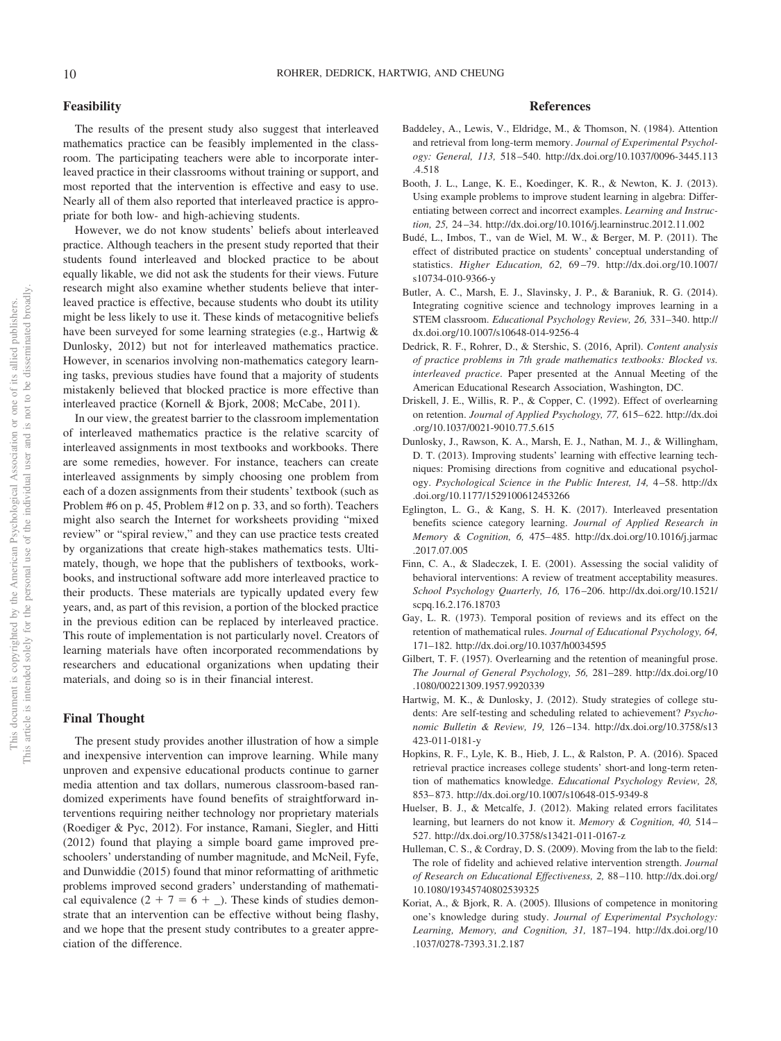## Feasibility

The results of the present study also suggest that interleaved mathematics practice can be feasibly implemented in the classroom. The participating teachers were able to incorporate interleaved practice in their classrooms without training or support, and most reported that the intervention is effective and easy to use. Nearly all of them also reported that interleaved practice is appropriate for both low- and high-achieving students.

However, we do not know students' beliefs about interleaved practice. Although teachers in the present study reported that their students found interleaved and blocked practice to be about equally likable, we did not ask the students for their views. Future research might also examine whether students believe that interleaved practice is effective, because students who doubt its utility might be less likely to use it. These kinds of metacognitive beliefs have been surveyed for some learning strategies (e.g., Hartwig & Dunlosky, 2012) but not for interleaved mathematics practice. However, in scenarios involving non-mathematics category learning tasks, previous studies have found that a majority of students mistakenly believed that blocked practice is more effective than interleaved practice (Kornell & Bjork, 2008; McCabe, 2011).

In our view, the greatest barrier to the classroom implementation of interleaved mathematics practice is the relative scarcity of interleaved assignments in most textbooks and workbooks. There are some remedies, however. For instance, teachers can create interleaved assignments by simply choosing one problem from each of a dozen assignments from their students' textbook (such as Problem #6 on p. 45, Problem #12 on p. 33, and so forth). Teachers might also search the Internet for worksheets providing "mixed review" or "spiral review," and they can use practice tests created by organizations that create high-stakes mathematics tests. Ultimately, though, we hope that the publishers of textbooks, workbooks, and instructional software add more interleaved practice to their products. These materials are typically updated every few years, and, as part of this revision, a portion of the blocked practice in the previous edition can be replaced by interleaved practice. This route of implementation is not particularly novel. Creators of learning materials have often incorporated recommendations by researchers and educational organizations when updating their materials, and doing so is in their financial interest.

## Final Thought

The present study provides another illustration of how a simple and inexpensive intervention can improve learning. While many unproven and expensive educational products continue to garner media attention and tax dollars, numerous classroom-based randomized experiments have found benefits of straightforward interventions requiring neither technology nor proprietary materials (Roediger & Pyc, 2012). For instance, Ramani, Siegler, and Hitti (2012) found that playing a simple board game improved preschoolers' understanding of number magnitude, and McNeil, Fyfe, and Dunwiddie (2015) found that minor reformatting of arithmetic problems improved second graders' understanding of mathematical equivalence ($2 + 7 = 6 + \_$). These kinds of studies demonstrate that an intervention can be effective without being flashy, and we hope that the present study contributes to a greater appreciation of the difference.

## References

Baddeley, A., Lewis, V., Eldridge, M., & Thomson, N. (1984). Attention and retrieval from long-term memory. *Journal of Experimental Psychology: General, 113,* 518–540. http://dx.doi.org/10.1037/0096-3445.113.4.518

Booth, J. L., Lange, K. E., Koedinger, K. R., & Newton, K. J. (2013). Using example problems to improve student learning in algebra: Differentiating between correct and incorrect examples. *Learning and Instruction, 25,* 24–34. http://dx.doi.org/10.1016/j.learninstruc.2012.11.002

Budé, L., Imbos, T., van de Wiel, M. W., & Berger, M. P. (2011). The effect of distributed practice on students' conceptual understanding of statistics. *Higher Education, 62,* 69–79. http://dx.doi.org/10.1007/s10734-010-9366-y

Butler, A. C., Marsh, E. J., Slavinsky, J. P., & Baraniuk, R. G. (2014). Integrating cognitive science and technology improves learning in a STEM classroom. *Educational Psychology Review, 26,* 331–340. http://dx.doi.org/10.1007/s10648-014-9256-4

Dedrick, R. F., Rohrer, D., & Stershic, S. (2016, April). *Content analysis of practice problems in 7th grade mathematics textbooks: Blocked vs. interleaved practice.* Paper presented at the Annual Meeting of the American Educational Research Association, Washington, DC.

Driskell, J. E., Willis, R. P., & Copper, C. (1992). Effect of overlearning on retention. *Journal of Applied Psychology, 77,* 615–622. http://dx.doi.org/10.1037/0021-9010.77.5.615

Dunlosky, J., Rawson, K. A., Marsh, E. J., Nathan, M. J., & Willingham, D. T. (2013). Improving students' learning with effective learning techniques: Promising directions from cognitive and educational psychology. *Psychological Science in the Public Interest, 14,* 4–58. http://dx.doi.org/10.1177/1529100612453266

Eglington, L. G., & Kang, S. H. K. (2017). Interleaved presentation benefits science category learning. *Journal of Applied Research in Memory & Cognition, 6,* 475–485. http://dx.doi.org/10.1016/j.jarmac.2017.07.005

Finn, C. A., & Sladeczek, I. E. (2001). Assessing the social validity of behavioral interventions: A review of treatment acceptability measures. *School Psychology Quarterly, 16,* 176–206. http://dx.doi.org/10.1521/scpq.16.2.176.18703

Gay, L. R. (1973). Temporal position of reviews and its effect on the retention of mathematical rules. *Journal of Educational Psychology, 64,* 171–182. http://dx.doi.org/10.1037/h0034595

Gilbert, T. F. (1957). Overlearning and the retention of meaningful prose. *The Journal of General Psychology, 56,* 281–289. http://dx.doi.org/10.1080/00221309.1957.9920339

Hartwig, M. K., & Dunlosky, J. (2012). Study strategies of college students: Are self-testing and scheduling related to achievement? *Psychonomic Bulletin & Review, 19,* 126–134. http://dx.doi.org/10.3758/s13423-011-0181-y

Hopkins, R. F., Lyle, K. B., Hieb, J. L., & Ralston, P. A. (2016). Spaced retrieval practice increases college students' short-and long-term retention of mathematics knowledge. *Educational Psychology Review, 28,* 853–873. http://dx.doi.org/10.1007/s10648-015-9349-8

Huelser, B. J., & Metcalfe, J. (2012). Making related errors facilitates learning, but learners do not know it. *Memory & Cognition, 40,* 514–527. http://dx.doi.org/10.3758/s13421-011-0167-z

Hulleman, C. S., & Cordray, D. S. (2009). Moving from the lab to the field: The role of fidelity and achieved relative intervention strength. *Journal of Research on Educational Effectiveness, 2,* 88–110. http://dx.doi.org/10.1080/19345740802539325

Koriat, A., & Bjork, R. A. (2005). Illusions of competence in monitoring one's knowledge during study. *Journal of Experimental Psychology: Learning, Memory, and Cognition, 31,* 187–194. http://dx.doi.org/10.1037/0278-7393.31.2.187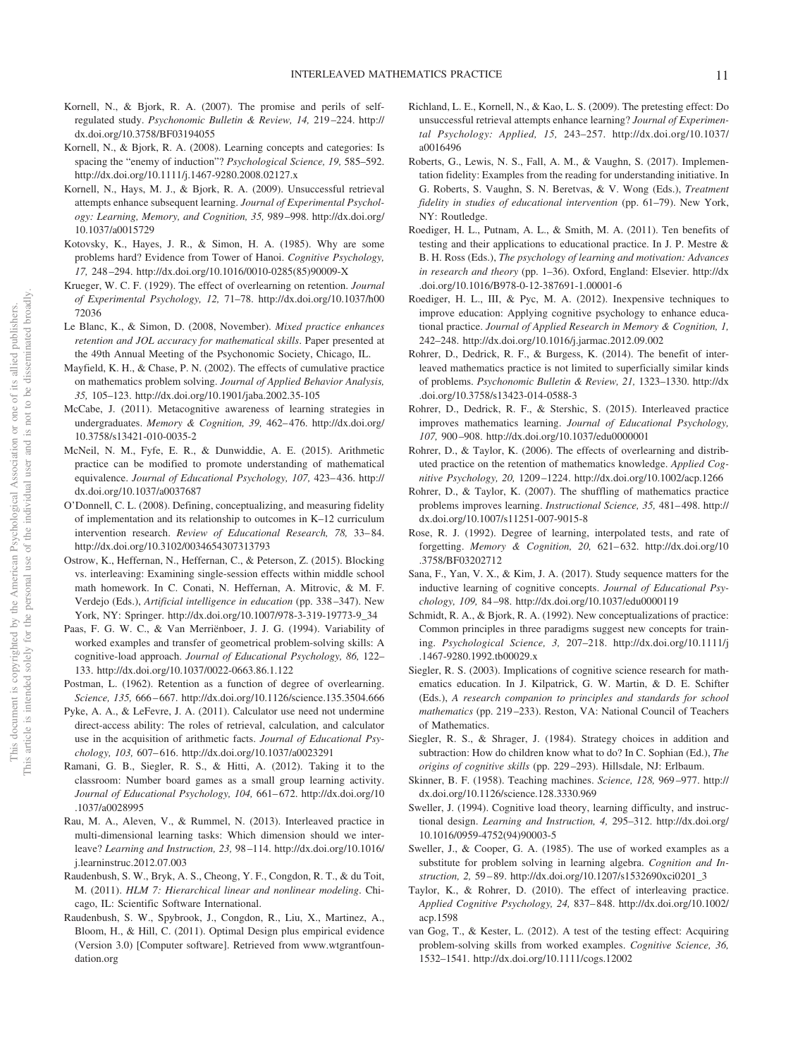Kornell, N., & Bjork, R. A. (2007). The promise and perils of self-regulated study. *Psychonomic Bulletin & Review, 14,* 219–224. http://dx.doi.org/10.3758/BF03194055

Kornell, N., & Bjork, R. A. (2008). Learning concepts and categories: Is spacing the "enemy of induction"? *Psychological Science, 19,* 585–592. http://dx.doi.org/10.1111/j.1467-9280.2008.02127.x

Kornell, N., Hays, M. J., & Bjork, R. A. (2009). Unsuccessful retrieval attempts enhance subsequent learning. *Journal of Experimental Psychology: Learning, Memory, and Cognition, 35,* 989–998. http://dx.doi.org/10.1037/a0015729

Kotovsky, K., Hayes, J. R., & Simon, H. A. (1985). Why are some problems hard? Evidence from Tower of Hanoi. *Cognitive Psychology, 17,* 248–294. http://dx.doi.org/10.1016/0010-0285(85)90009-X

Krueger, W. C. F. (1929). The effect of overlearning on retention. *Journal of Experimental Psychology, 12,* 71–78. http://dx.doi.org/10.1037/h0072036

Le Blanc, K., & Simon, D. (2008, November). *Mixed practice enhances retention and JOL accuracy for mathematical skills*. Paper presented at the 49th Annual Meeting of the Psychonomic Society, Chicago, IL.

Mayfield, K. H., & Chase, P. N. (2002). The effects of cumulative practice on mathematics problem solving. *Journal of Applied Behavior Analysis, 35,* 105–123. http://dx.doi.org/10.1901/jaba.2002.35-105

McCabe, J. (2011). Metacognitive awareness of learning strategies in undergraduates. *Memory & Cognition, 39,* 462–476. http://dx.doi.org/10.3758/s13421-010-0035-2

McNeil, N. M., Fyfe, E. R., & Dunwiddie, A. E. (2015). Arithmetic practice can be modified to promote understanding of mathematical equivalence. *Journal of Educational Psychology, 107,* 423–436. http://dx.doi.org/10.1037/a0037687

O'Donnell, C. L. (2008). Defining, conceptualizing, and measuring fidelity of implementation and its relationship to outcomes in K–12 curriculum intervention research. *Review of Educational Research, 78,* 33–84. http://dx.doi.org/10.3102/0034654307313793

Ostrow, K., Heffernan, N., Heffernan, C., & Peterson, Z. (2015). Blocking vs. interleaving: Examining single-session effects within middle school math homework. In C. Conati, N. Heffernan, A. Mitrovic, & M. F. Verdejo (Eds.), *Artificial intelligence in education* (pp. 338–347). New York, NY: Springer. http://dx.doi.org/10.1007/978-3-319-19773-9_34

Paas, F. G. W. C., & Van Merriënboer, J. J. G. (1994). Variability of worked examples and transfer of geometrical problem-solving skills: A cognitive-load approach. *Journal of Educational Psychology, 86,* 122–133. http://dx.doi.org/10.1037/0022-0663.86.1.122

Postman, L. (1962). Retention as a function of degree of overlearning. *Science, 135,* 666–667. http://dx.doi.org/10.1126/science.135.3504.666

Pyke, A. A., & LeFevre, J. A. (2011). Calculator use need not undermine direct-access ability: The roles of retrieval, calculation, and calculator use in the acquisition of arithmetic facts. *Journal of Educational Psychology, 103,* 607–616. http://dx.doi.org/10.1037/a0023291

Ramani, G. B., Siegler, R. S., & Hitti, A. (2012). Taking it to the classroom: Number board games as a small group learning activity. *Journal of Educational Psychology, 104,* 661–672. http://dx.doi.org/10.1037/a0028995

Rau, M. A., Aleven, V., & Rummel, N. (2013). Interleaved practice in multi-dimensional learning tasks: Which dimension should we interleave? *Learning and Instruction, 23,* 98–114. http://dx.doi.org/10.1016/j.learninstruc.2012.07.003

Raudenbush, S. W., Bryk, A. S., Cheong, Y. F., Congdon, R. T., & du Toit, M. (2011). *HLM 7: Hierarchical linear and nonlinear modeling*. Chicago, IL: Scientific Software International.

Raudenbush, S. W., Spybrook, J., Congdon, R., Liu, X., Martinez, A., Bloom, H., & Hill, C. (2011). Optimal Design plus empirical evidence (Version 3.0) [Computer software]. Retrieved from www.wtgrantfoundation.org

Richland, L. E., Kornell, N., & Kao, L. S. (2009). The pretesting effect: Do unsuccessful retrieval attempts enhance learning? *Journal of Experimental Psychology: Applied, 15,* 243–257. http://dx.doi.org/10.1037/a0016496

Roberts, G., Lewis, N. S., Fall, A. M., & Vaughn, S. (2017). Implementation fidelity: Examples from the reading for understanding initiative. In G. Roberts, S. Vaughn, S. N. Beretvas, & V. Wong (Eds.), *Treatment fidelity in studies of educational intervention* (pp. 61–79). New York, NY: Routledge.

Roediger, H. L., Putnam, A. L., & Smith, M. A. (2011). Ten benefits of testing and their applications to educational practice. In J. P. Mestre & B. H. Ross (Eds.), *The psychology of learning and motivation: Advances in research and theory* (pp. 1–36). Oxford, England: Elsevier. http://dx.doi.org/10.1016/B978-0-12-387691-1.00001-6

Roediger, H. L., III, & Pyc, M. A. (2012). Inexpensive techniques to improve education: Applying cognitive psychology to enhance educational practice. *Journal of Applied Research in Memory & Cognition, 1,* 242–248. http://dx.doi.org/10.1016/j.jarmac.2012.09.002

Rohrer, D., Dedrick, R. F., & Burgess, K. (2014). The benefit of interleaved mathematics practice is not limited to superficially similar kinds of problems. *Psychonomic Bulletin & Review, 21,* 1323–1330. http://dx.doi.org/10.3758/s13423-014-0588-3

Rohrer, D., Dedrick, R. F., & Stershic, S. (2015). Interleaved practice improves mathematics learning. *Journal of Educational Psychology, 107,* 900–908. http://dx.doi.org/10.1037/edu0000001

Rohrer, D., & Taylor, K. (2006). The effects of overlearning and distributed practice on the retention of mathematics knowledge. *Applied Cognitive Psychology, 20,* 1209–1224. http://dx.doi.org/10.1002/acp.1266

Rohrer, D., & Taylor, K. (2007). The shuffling of mathematics practice problems improves learning. *Instructional Science, 35,* 481–498. http://dx.doi.org/10.1007/s11251-007-9015-8

Rose, R. J. (1992). Degree of learning, interpolated tests, and rate of forgetting. *Memory & Cognition, 20,* 621–632. http://dx.doi.org/10.3758/BF03202712

Sana, F., Yan, V. X., & Kim, J. A. (2017). Study sequence matters for the inductive learning of cognitive concepts. *Journal of Educational Psychology, 109,* 84–98. http://dx.doi.org/10.1037/edu0000119

Schmidt, R. A., & Bjork, R. A. (1992). New conceptualizations of practice: Common principles in three paradigms suggest new concepts for training. *Psychological Science, 3,* 207–218. http://dx.doi.org/10.1111/j.1467-9280.1992.tb00029.x

Siegler, R. S. (2003). Implications of cognitive science research for mathematics education. In J. Kilpatrick, G. W. Martin, & D. E. Schifter (Eds.), *A research companion to principles and standards for school mathematics* (pp. 219–233). Reston, VA: National Council of Teachers of Mathematics.

Siegler, R. S., & Shrager, J. (1984). Strategy choices in addition and subtraction: How do children know what to do? In C. Sophian (Ed.), *The origins of cognitive skills* (pp. 229–293). Hillsdale, NJ: Erlbaum.

Skinner, B. F. (1958). Teaching machines. *Science, 128,* 969–977. http://dx.doi.org/10.1126/science.128.3330.969

Sweller, J. (1994). Cognitive load theory, learning difficulty, and instructional design. *Learning and Instruction, 4,* 295–312. http://dx.doi.org/10.1016/0959-4752(94)90003-5

Sweller, J., & Cooper, G. A. (1985). The use of worked examples as a substitute for problem solving in learning algebra. *Cognition and Instruction, 2,* 59–89. http://dx.doi.org/10.1207/s1532690xci0201_3

Taylor, K., & Rohrer, D. (2010). The effect of interleaving practice. *Applied Cognitive Psychology, 24,* 837–848. http://dx.doi.org/10.1002/acp.1598

van Gog, T., & Kester, L. (2012). A test of the testing effect: Acquiring problem-solving skills from worked examples. *Cognitive Science, 36,* 1532–1541. http://dx.doi.org/10.1111/cogs.12002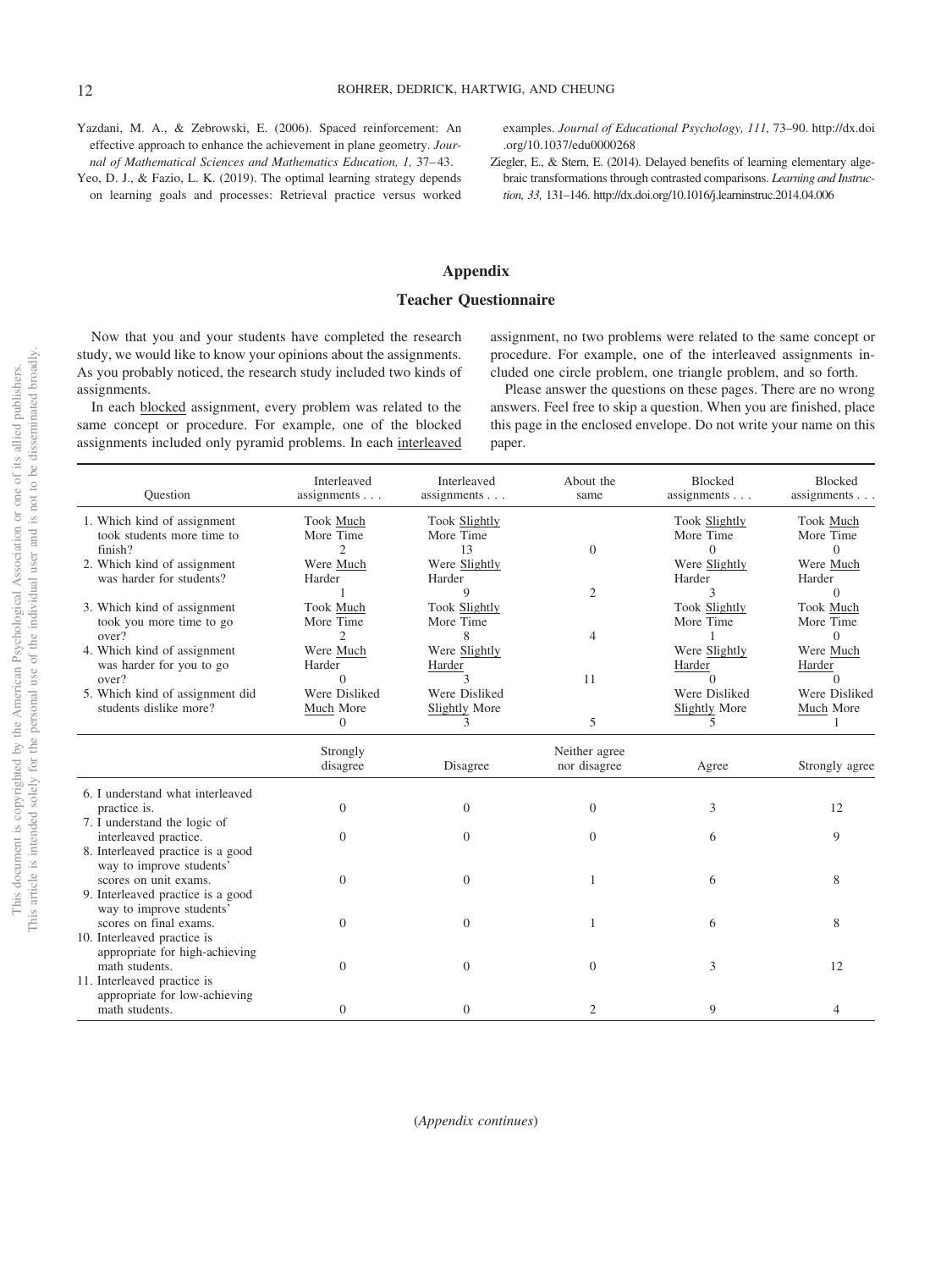Yazdani, M. A., & Zebrowski, E. (2006). Spaced reinforcement: An effective approach to enhance the achievement in plane geometry. *Journal of Mathematical Sciences and Mathematics Education, 1,* 37–43.

Yeo, D. J., & Fazio, L. K. (2019). The optimal learning strategy depends on learning goals and processes: Retrieval practice versus worked examples. *Journal of Educational Psychology, 111,* 73–90. http://dx.doi.org/10.1037/edu0000268

Ziegler, E., & Stern, E. (2014). Delayed benefits of learning elementary algebraic transformations through contrasted comparisons. *Learning and Instruction, 33,* 131–146. http://dx.doi.org/10.1016/j.learninstruc.2014.04.006

## Appendix

### Teacher Questionnaire

Now that you and your students have completed the research study, we would like to know your opinions about the assignments. As you probably noticed, the research study included two kinds of assignments.

In each blocked assignment, every problem was related to the same concept or procedure. For example, one of the blocked assignments included only pyramid problems. In each interleaved assignment, no two problems were related to the same concept or procedure. For example, one of the interleaved assignments included one circle problem, one triangle problem, and so forth.

Please answer the questions on these pages. There are no wrong answers. Feel free to skip a question. When you are finished, place this page in the enclosed envelope. Do not write your name on this paper.

| Question | Interleaved assignments . . . | Interleaved assignments . . . | About the same | Blocked assignments . . . | Blocked assignments . . . |
|---|---|---|---|---|---|
| 1. Which kind of assignment took students more time to finish? | Took Much More Time 2 | Took Slightly More Time 13 | 0 | Took Slightly More Time 0 | Took Much More Time 0 |
| 2. Which kind of assignment was harder for students? | Were Much Harder 1 | Were Slightly Harder 9 | 2 | Were Slightly Harder 3 | Were Much Harder 0 |
| 3. Which kind of assignment took you more time to go over? | Took Much More Time 2 | Took Slightly More Time 8 | 4 | Took Slightly More Time 1 | Took Much More Time 0 |
| 4. Which kind of assignment was harder for you to go over? | Were Much Harder 0 | Were Slightly Harder 3 | 11 | Were Slightly Harder 0 | Were Much Harder 0 |
| 5. Which kind of assignment did students dislike more? | Were Disliked Much More 0 | Were Disliked Slightly More 3 | 5 | Were Disliked Slightly More 5 | Were Disliked Much More 1 |

| | Strongly disagree | Disagree | Neither agree nor disagree | Agree | Strongly agree |
|---|---|---|---|---|---|
| 6. I understand what interleaved practice is. | 0 | 0 | 0 | 3 | 12 |
| 7. I understand the logic of interleaved practice. | 0 | 0 | 0 | 6 | 9 |
| 8. Interleaved practice is a good way to improve students' scores on unit exams. | 0 | 0 | 1 | 6 | 8 |
| 9. Interleaved practice is a good way to improve students' scores on final exams. | 0 | 0 | 1 | 6 | 8 |
| 10. Interleaved practice is appropriate for high-achieving math students. | 0 | 0 | 0 | 3 | 12 |
| 11. Interleaved practice is appropriate for low-achieving math students. | 0 | 0 | 2 | 9 | 4 |

(*Appendix continues*)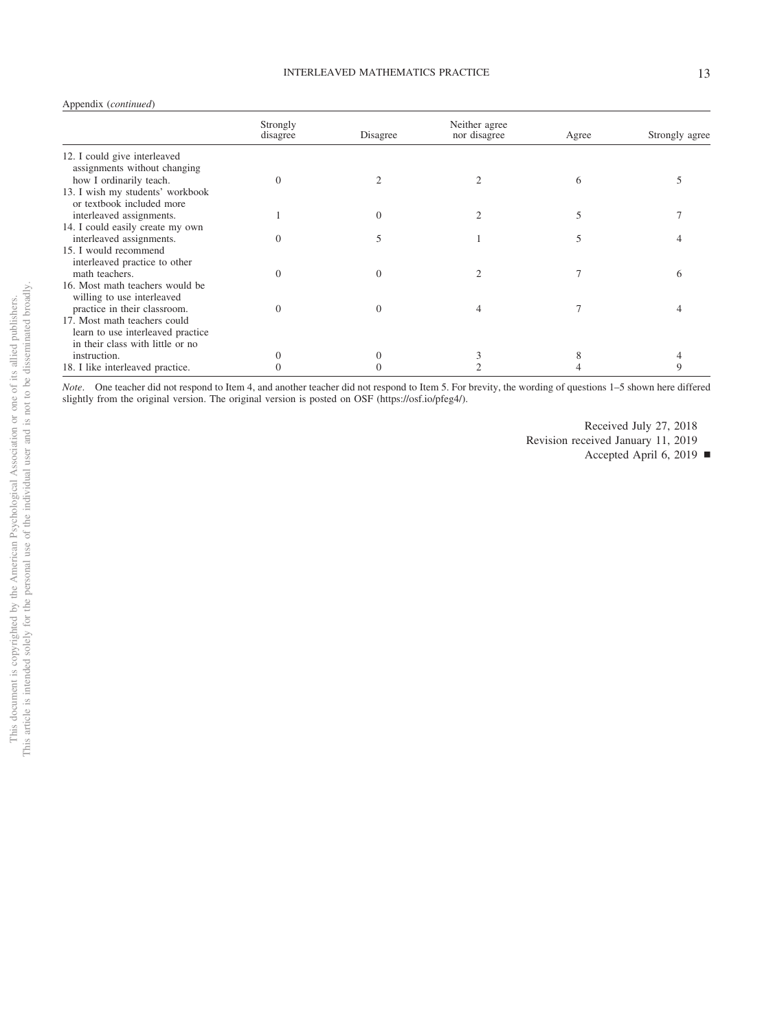Appendix (*continued*)

| | Strongly disagree | Disagree | Neither agree nor disagree | Agree | Strongly agree |
|---|---|---|---|---|---|
| 12. I could give interleaved assignments without changing how I ordinarily teach. | 0 | 2 | 2 | 6 | 5 |
| 13. I wish my students' workbook or textbook included more interleaved assignments. | 1 | 0 | 2 | 5 | 7 |
| 14. I could easily create my own interleaved assignments. | 0 | 5 | 1 | 5 | 4 |
| 15. I would recommend interleaved practice to other math teachers. | 0 | 0 | 2 | 7 | 6 |
| 16. Most math teachers would be willing to use interleaved practice in their classroom. | 0 | 0 | 4 | 7 | 4 |
| 17. Most math teachers could learn to use interleaved practice in their class with little or no instruction. | 0 | 0 | 3 | 8 | 4 |
| 18. I like interleaved practice. | 0 | 0 | 2 | 4 | 9 |

*Note*. One teacher did not respond to Item 4, and another teacher did not respond to Item 5. For brevity, the wording of questions 1–5 shown here differed slightly from the original version. The original version is posted on OSF (https://osf.io/pfeg4/).

Received July 27, 2018
Revision received January 11, 2019
Accepted April 6, 2019 ■